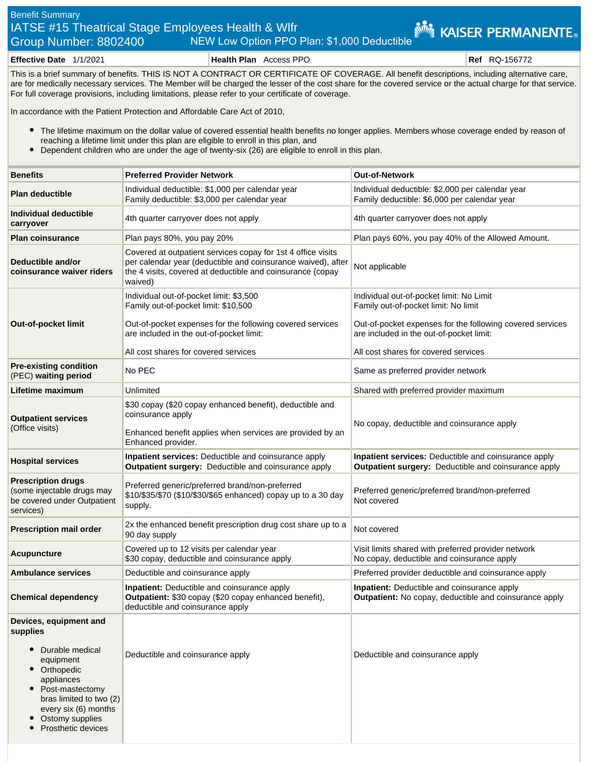Benefit Summary

# IATSE #15 Theatrical Stage Employees Health & Wlfr

Group Number: 8802400 NEW Low Option PPO Plan: $1,000 Deductible

KAISER PERMANENTE

| **Effective Date** 1/1/2021 | **Health Plan** Access PPO | **Ref** RQ-156772 |
|---|---|---|

This is a brief summary of benefits. THIS IS NOT A CONTRACT OR CERTIFICATE OF COVERAGE. All benefit descriptions, including alternative care, are for medically necessary services. The Member will be charged the lesser of the cost share for the covered service or the actual charge for that service. For full coverage provisions, including limitations, please refer to your certificate of coverage.

In accordance with the Patient Protection and Affordable Care Act of 2010,

- The lifetime maximum on the dollar value of covered essential health benefits no longer applies. Members whose coverage ended by reason of reaching a lifetime limit under this plan are eligible to enroll in this plan, and
- Dependent children who are under the age of twenty-six (26) are eligible to enroll in this plan.

| **Benefits** | **Preferred Provider Network** | **Out-of-Network** |
|---|---|---|
| **Plan deductible** | Individual deductible: $1,000 per calendar year<br>Family deductible: $3,000 per calendar year | Individual deductible: $2,000 per calendar year<br>Family deductible: $6,000 per calendar year |
| **Individual deductible carryover** | 4th quarter carryover does not apply | 4th quarter carryover does not apply |
| **Plan coinsurance** | Plan pays 80%, you pay 20% | Plan pays 60%, you pay 40% of the Allowed Amount. |
| **Deductible and/or coinsurance waiver riders** | Covered at outpatient services copay for 1st 4 office visits per calendar year (deductible and coinsurance waived), after the 4 visits, covered at deductible and coinsurance (copay waived) | Not applicable |
| **Out-of-pocket limit** | Individual out-of-pocket limit: $3,500<br>Family out-of-pocket limit: $10,500<br><br>Out-of-pocket expenses for the following covered services are included in the out-of-pocket limit:<br><br>All cost shares for covered services | Individual out-of-pocket limit: No Limit<br>Family out-of-pocket limit: No limit<br><br>Out-of-pocket expenses for the following covered services are included in the out-of-pocket limit:<br><br>All cost shares for covered services |
| **Pre-existing condition** (PEC) **waiting period** | No PEC | Same as preferred provider network |
| **Lifetime maximum** | Unlimited | Shared with preferred provider maximum |
| **Outpatient services** (Office visits) | $30 copay ($20 copay enhanced benefit), deductible and coinsurance apply<br><br>Enhanced benefit applies when services are provided by an Enhanced provider. | No copay, deductible and coinsurance apply |
| **Hospital services** | **Inpatient services:** Deductible and coinsurance apply<br>**Outpatient surgery:** Deductible and coinsurance apply | **Inpatient services:** Deductible and coinsurance apply<br>**Outpatient surgery:** Deductible and coinsurance apply |
| **Prescription drugs** (some injectable drugs may be covered under Outpatient services) | Preferred generic/preferred brand/non-preferred $10/$35/$70 ($10/$30/$65 enhanced) copay up to a 30 day supply. | Preferred generic/preferred brand/non-preferred<br>Not covered |
| **Prescription mail order** | 2x the enhanced benefit prescription drug cost share up to a 90 day supply | Not covered |
| **Acupuncture** | Covered up to 12 visits per calendar year<br>$30 copay, deductible and coinsurance apply | Visit limits shared with preferred provider network<br>No copay, deductible and coinsurance apply |
| **Ambulance services** | Deductible and coinsurance apply | Preferred provider deductible and coinsurance apply |
| **Chemical dependency** | **Inpatient:** Deductible and coinsurance apply<br>**Outpatient:** $30 copay ($20 copay enhanced benefit), deductible and coinsurance apply | **Inpatient:** Deductible and coinsurance apply<br>**Outpatient:** No copay, deductible and coinsurance apply |
| **Devices, equipment and supplies**<br>• Durable medical equipment<br>• Orthopedic appliances<br>• Post-mastectomy bras limited to two (2) every six (6) months<br>• Ostomy supplies<br>• Prosthetic devices | Deductible and coinsurance apply | Deductible and coinsurance apply |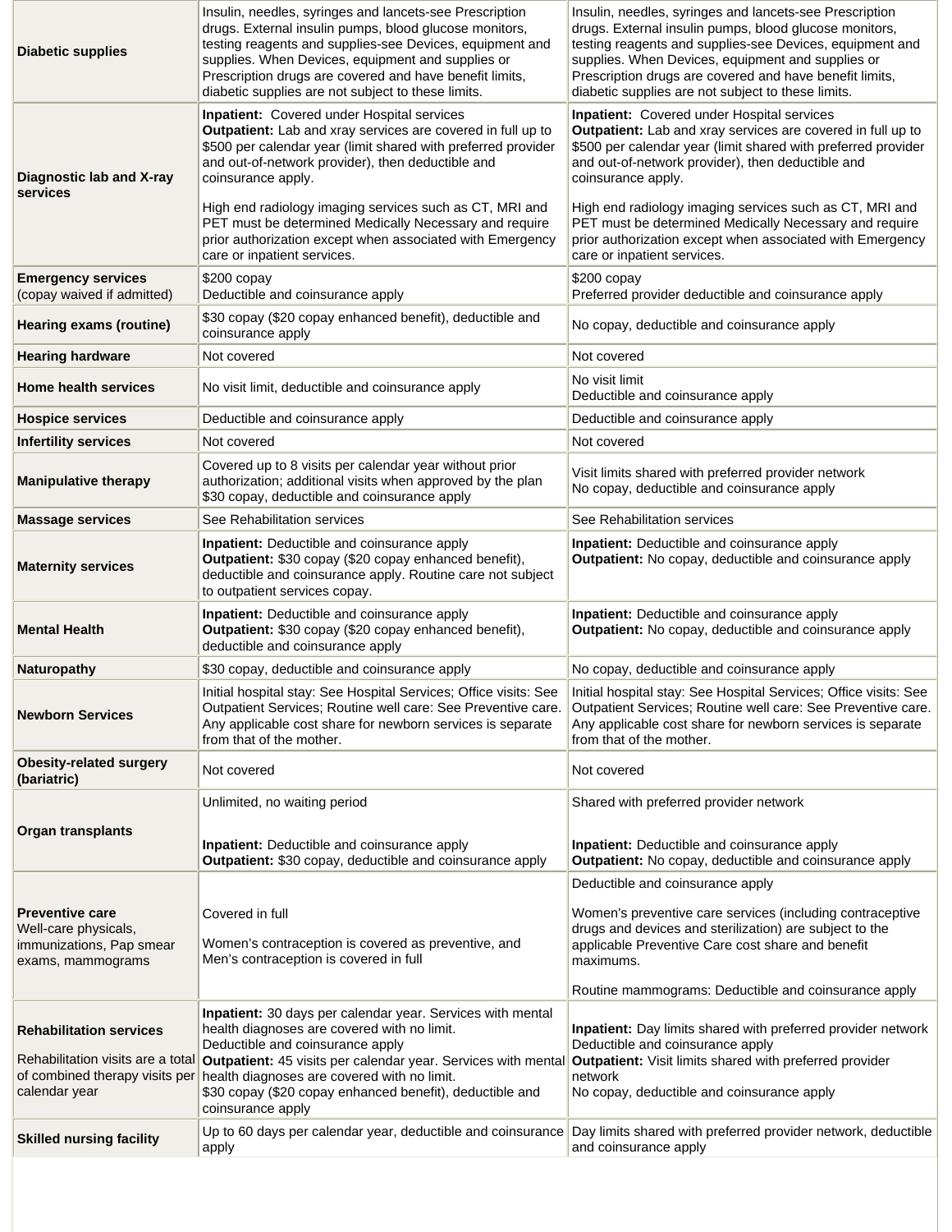| | | |
|---|---|---|
| **Diabetic supplies** | Insulin, needles, syringes and lancets-see Prescription drugs. External insulin pumps, blood glucose monitors, testing reagents and supplies-see Devices, equipment and supplies. When Devices, equipment and supplies or Prescription drugs are covered and have benefit limits, diabetic supplies are not subject to these limits. | Insulin, needles, syringes and lancets-see Prescription drugs. External insulin pumps, blood glucose monitors, testing reagents and supplies-see Devices, equipment and supplies. When Devices, equipment and supplies or Prescription drugs are covered and have benefit limits, diabetic supplies are not subject to these limits. |
| **Diagnostic lab and X-ray services** | **Inpatient:** Covered under Hospital services<br>**Outpatient:** Lab and xray services are covered in full up to $500 per calendar year (limit shared with preferred provider and out-of-network provider), then deductible and coinsurance apply.<br><br>High end radiology imaging services such as CT, MRI and PET must be determined Medically Necessary and require prior authorization except when associated with Emergency care or inpatient services. | **Inpatient:** Covered under Hospital services<br>**Outpatient:** Lab and xray services are covered in full up to $500 per calendar year (limit shared with preferred provider and out-of-network provider), then deductible and coinsurance apply.<br><br>High end radiology imaging services such as CT, MRI and PET must be determined Medically Necessary and require prior authorization except when associated with Emergency care or inpatient services. |
| **Emergency services** (copay waived if admitted) | $200 copay<br>Deductible and coinsurance apply | $200 copay<br>Preferred provider deductible and coinsurance apply |
| **Hearing exams (routine)** | $30 copay ($20 copay enhanced benefit), deductible and coinsurance apply | No copay, deductible and coinsurance apply |
| **Hearing hardware** | Not covered | Not covered |
| **Home health services** | No visit limit, deductible and coinsurance apply | No visit limit<br>Deductible and coinsurance apply |
| **Hospice services** | Deductible and coinsurance apply | Deductible and coinsurance apply |
| **Infertility services** | Not covered | Not covered |
| **Manipulative therapy** | Covered up to 8 visits per calendar year without prior authorization; additional visits when approved by the plan<br>$30 copay, deductible and coinsurance apply | Visit limits shared with preferred provider network<br>No copay, deductible and coinsurance apply |
| **Massage services** | See Rehabilitation services | See Rehabilitation services |
| **Maternity services** | **Inpatient:** Deductible and coinsurance apply<br>**Outpatient:** $30 copay ($20 copay enhanced benefit), deductible and coinsurance apply. Routine care not subject to outpatient services copay. | **Inpatient:** Deductible and coinsurance apply<br>**Outpatient:** No copay, deductible and coinsurance apply |
| **Mental Health** | **Inpatient:** Deductible and coinsurance apply<br>**Outpatient:** $30 copay ($20 copay enhanced benefit), deductible and coinsurance apply | **Inpatient:** Deductible and coinsurance apply<br>**Outpatient:** No copay, deductible and coinsurance apply |
| **Naturopathy** | $30 copay, deductible and coinsurance apply | No copay, deductible and coinsurance apply |
| **Newborn Services** | Initial hospital stay: See Hospital Services; Office visits: See Outpatient Services; Routine well care: See Preventive care. Any applicable cost share for newborn services is separate from that of the mother. | Initial hospital stay: See Hospital Services; Office visits: See Outpatient Services; Routine well care: See Preventive care. Any applicable cost share for newborn services is separate from that of the mother. |
| **Obesity-related surgery (bariatric)** | Not covered | Not covered |
| **Organ transplants** | Unlimited, no waiting period<br><br>**Inpatient:** Deductible and coinsurance apply<br>**Outpatient:** $30 copay, deductible and coinsurance apply | Shared with preferred provider network<br><br>**Inpatient:** Deductible and coinsurance apply<br>**Outpatient:** No copay, deductible and coinsurance apply |
| **Preventive care**<br>Well-care physicals, immunizations, Pap smear exams, mammograms | Covered in full<br><br>Women's contraception is covered as preventive, and Men's contraception is covered in full | Deductible and coinsurance apply<br><br>Women's preventive care services (including contraceptive drugs and devices and sterilization) are subject to the applicable Preventive Care cost share and benefit maximums.<br><br>Routine mammograms: Deductible and coinsurance apply |
| **Rehabilitation services**<br><br>Rehabilitation visits are a total of combined therapy visits per calendar year | **Inpatient:** 30 days per calendar year. Services with mental health diagnoses are covered with no limit.<br>Deductible and coinsurance apply<br>**Outpatient:** 45 visits per calendar year. Services with mental health diagnoses are covered with no limit.<br>$30 copay ($20 copay enhanced benefit), deductible and coinsurance apply | **Inpatient:** Day limits shared with preferred provider network<br>Deductible and coinsurance apply<br>**Outpatient:** Visit limits shared with preferred provider network<br>No copay, deductible and coinsurance apply |
| **Skilled nursing facility** | Up to 60 days per calendar year, deductible and coinsurance apply | Day limits shared with preferred provider network, deductible and coinsurance apply |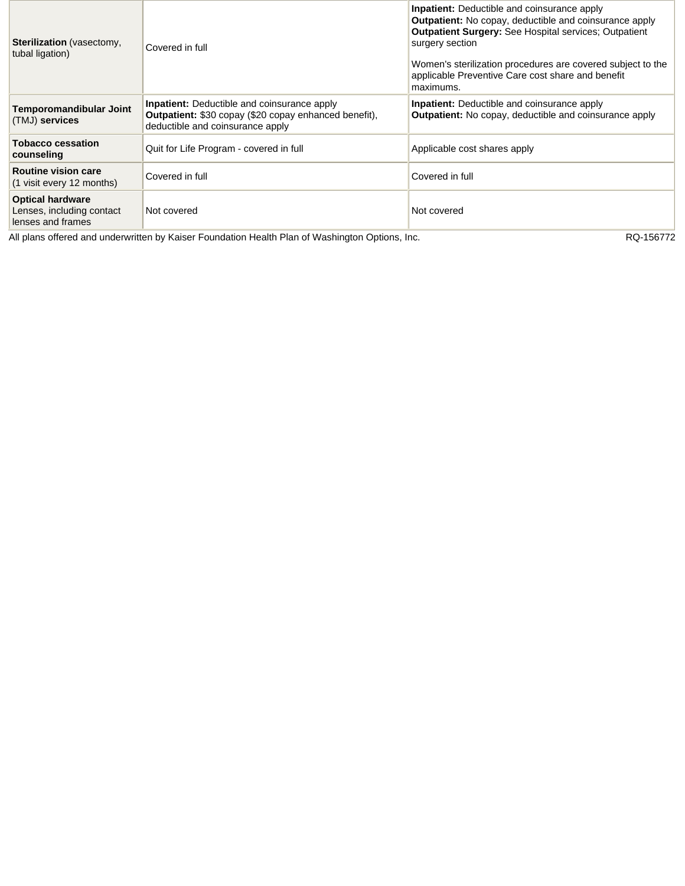| | | |
|---|---|---|
| **Sterilization** (vasectomy, tubal ligation) | Covered in full | **Inpatient:** Deductible and coinsurance apply<br>**Outpatient:** No copay, deductible and coinsurance apply<br>**Outpatient Surgery:** See Hospital services; Outpatient surgery section<br><br>Women's sterilization procedures are covered subject to the applicable Preventive Care cost share and benefit maximums. |
| **Temporomandibular Joint** (TMJ) **services** | **Inpatient:** Deductible and coinsurance apply<br>**Outpatient:** $30 copay ($20 copay enhanced benefit), deductible and coinsurance apply | **Inpatient:** Deductible and coinsurance apply<br>**Outpatient:** No copay, deductible and coinsurance apply |
| **Tobacco cessation counseling** | Quit for Life Program - covered in full | Applicable cost shares apply |
| **Routine vision care** (1 visit every 12 months) | Covered in full | Covered in full |
| **Optical hardware** Lenses, including contact lenses and frames | Not covered | Not covered |

All plans offered and underwritten by Kaiser Foundation Health Plan of Washington Options, Inc. RQ-156772